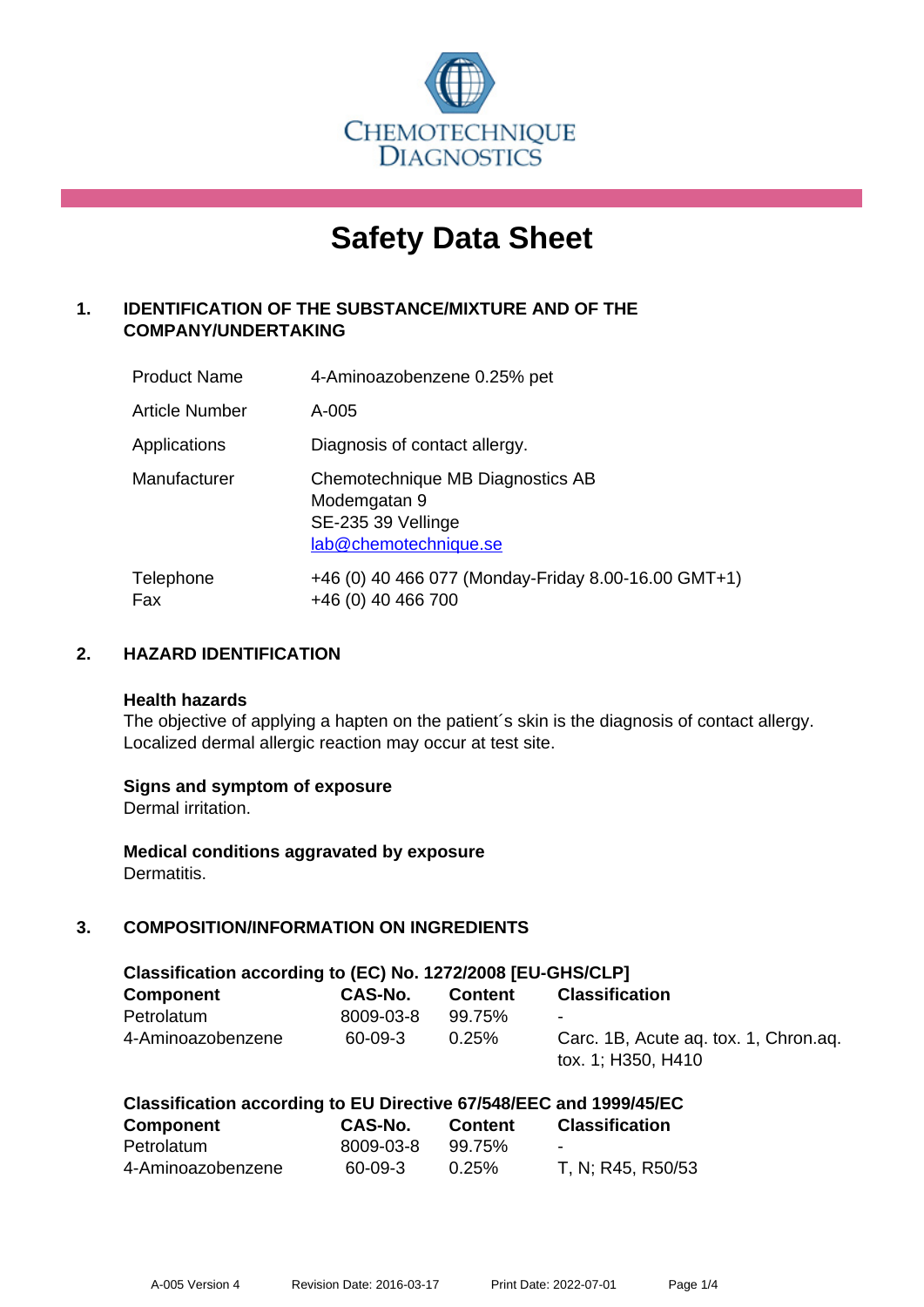# Safety Data Sheet

## 1. IDENTIFICATION OF THE SUBSTANCE/MIXTURE AND OF THE COMPANY/UNDERTAKING

| | |
|---|---|
| Product Name | 4-Aminoazobenzene 0.25% pet |
| Article Number | A-005 |
| Applications | Diagnosis of contact allergy. |
| Manufacturer | Chemotechnique MB Diagnostics AB<br>Modemgatan 9<br>SE-235 39 Vellinge<br>lab@chemotechnique.se |
| Telephone<br>Fax | +46 (0) 40 466 077 (Monday-Friday 8.00-16.00 GMT+1)<br>+46 (0) 40 466 700 |

## 2. HAZARD IDENTIFICATION

**Health hazards**
The objective of applying a hapten on the patient´s skin is the diagnosis of contact allergy. Localized dermal allergic reaction may occur at test site.

**Signs and symptom of exposure**
Dermal irritation.

**Medical conditions aggravated by exposure**
Dermatitis.

## 3. COMPOSITION/INFORMATION ON INGREDIENTS

**Classification according to (EC) No. 1272/2008 [EU-GHS/CLP]**

| Component | CAS-No. | Content | Classification |
|---|---|---|---|
| Petrolatum | 8009-03-8 | 99.75% | - |
| 4-Aminoazobenzene | 60-09-3 | 0.25% | Carc. 1B, Acute aq. tox. 1, Chron.aq. tox. 1; H350, H410 |

**Classification according to EU Directive 67/548/EEC and 1999/45/EC**

| Component | CAS-No. | Content | Classification |
|---|---|---|---|
| Petrolatum | 8009-03-8 | 99.75% | - |
| 4-Aminoazobenzene | 60-09-3 | 0.25% | T, N; R45, R50/53 |

A-005 Version 4 Revision Date: 2016-03-17 Print Date: 2022-07-01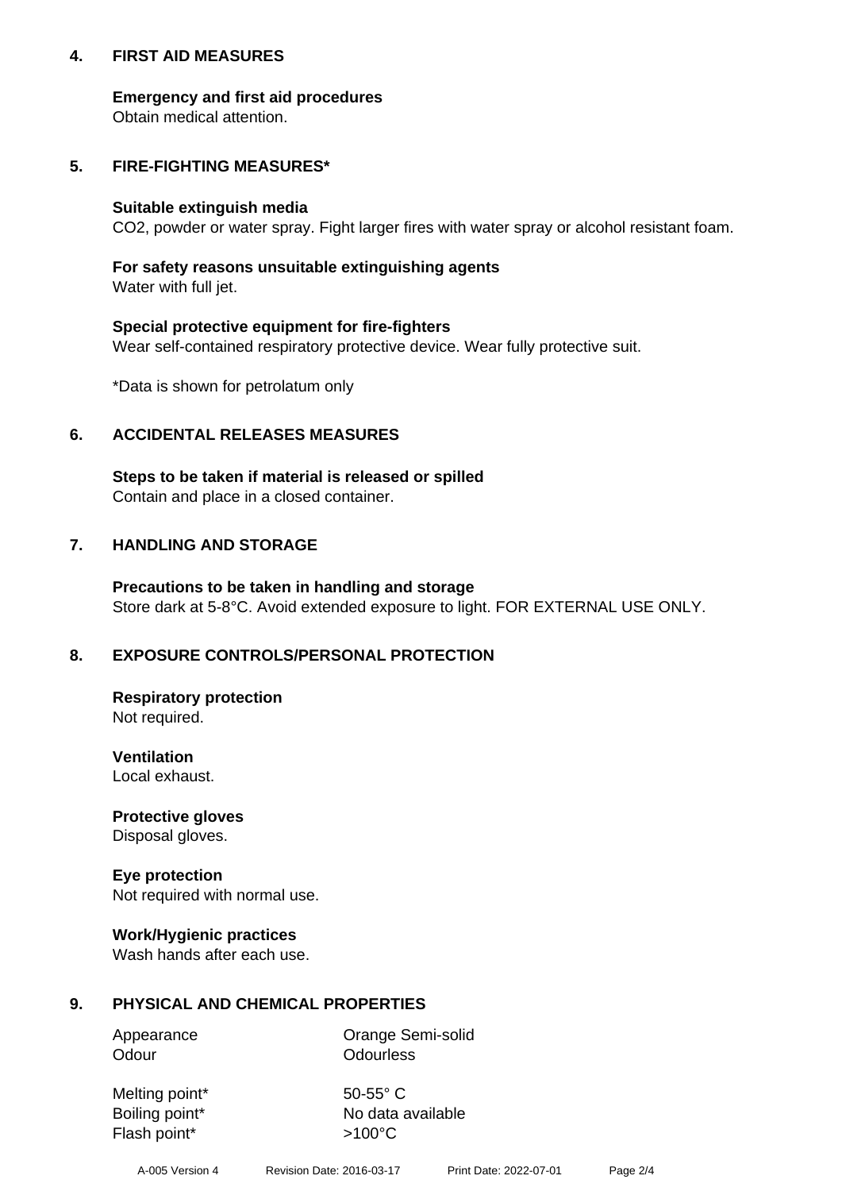## 4. FIRST AID MEASURES

**Emergency and first aid procedures**
Obtain medical attention.

## 5. FIRE-FIGHTING MEASURES*

**Suitable extinguish media**
$CO_2$, powder or water spray. Fight larger fires with water spray or alcohol resistant foam.

**For safety reasons unsuitable extinguishing agents**
Water with full jet.

**Special protective equipment for fire-fighters**
Wear self-contained respiratory protective device. Wear fully protective suit.

*Data is shown for petrolatum only

## 6. ACCIDENTAL RELEASES MEASURES

**Steps to be taken if material is released or spilled**
Contain and place in a closed container.

## 7. HANDLING AND STORAGE

**Precautions to be taken in handling and storage**
Store dark at 5-8°C. Avoid extended exposure to light. FOR EXTERNAL USE ONLY.

## 8. EXPOSURE CONTROLS/PERSONAL PROTECTION

**Respiratory protection**
Not required.

**Ventilation**
Local exhaust.

**Protective gloves**
Disposal gloves.

**Eye protection**
Not required with normal use.

**Work/Hygienic practices**
Wash hands after each use.

## 9. PHYSICAL AND CHEMICAL PROPERTIES

| | |
|---|---|
| Appearance | Orange Semi-solid |
| Odour | Odourless |
| Melting point* | 50-55° C |
| Boiling point* | No data available |
| Flash point* | >100°C |

A-005 Version 4 Revision Date: 2016-03-17 Print Date: 2022-07-01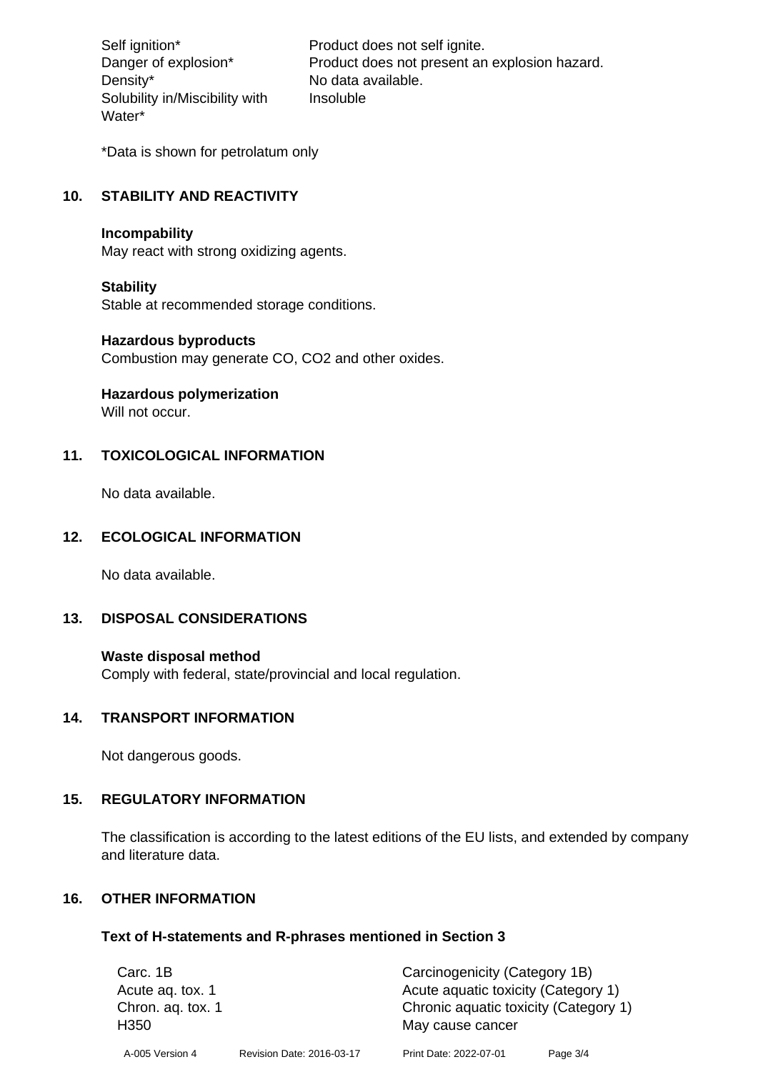| | |
|---|---|
| Self ignition* | Product does not self ignite. |
| Danger of explosion* | Product does not present an explosion hazard. |
| Density* | No data available. |
| Solubility in/Miscibility with Water* | Insoluble |

*Data is shown for petrolatum only

## 10. STABILITY AND REACTIVITY

**Incompability**
May react with strong oxidizing agents.

**Stability**
Stable at recommended storage conditions.

**Hazardous byproducts**
Combustion may generate CO, $CO_2$ and other oxides.

**Hazardous polymerization**
Will not occur.

## 11. TOXICOLOGICAL INFORMATION

No data available.

## 12. ECOLOGICAL INFORMATION

No data available.

## 13. DISPOSAL CONSIDERATIONS

**Waste disposal method**
Comply with federal, state/provincial and local regulation.

## 14. TRANSPORT INFORMATION

Not dangerous goods.

## 15. REGULATORY INFORMATION

The classification is according to the latest editions of the EU lists, and extended by company and literature data.

## 16. OTHER INFORMATION

**Text of H-statements and R-phrases mentioned in Section 3**

| | |
|---|---|
| Carc. 1B | Carcinogenicity (Category 1B) |
| Acute aq. tox. 1 | Acute aquatic toxicity (Category 1) |
| Chron. aq. tox. 1 | Chronic aquatic toxicity (Category 1) |
| H350 | May cause cancer |

A-005 Version 4 Revision Date: 2016-03-17 Print Date: 2022-07-01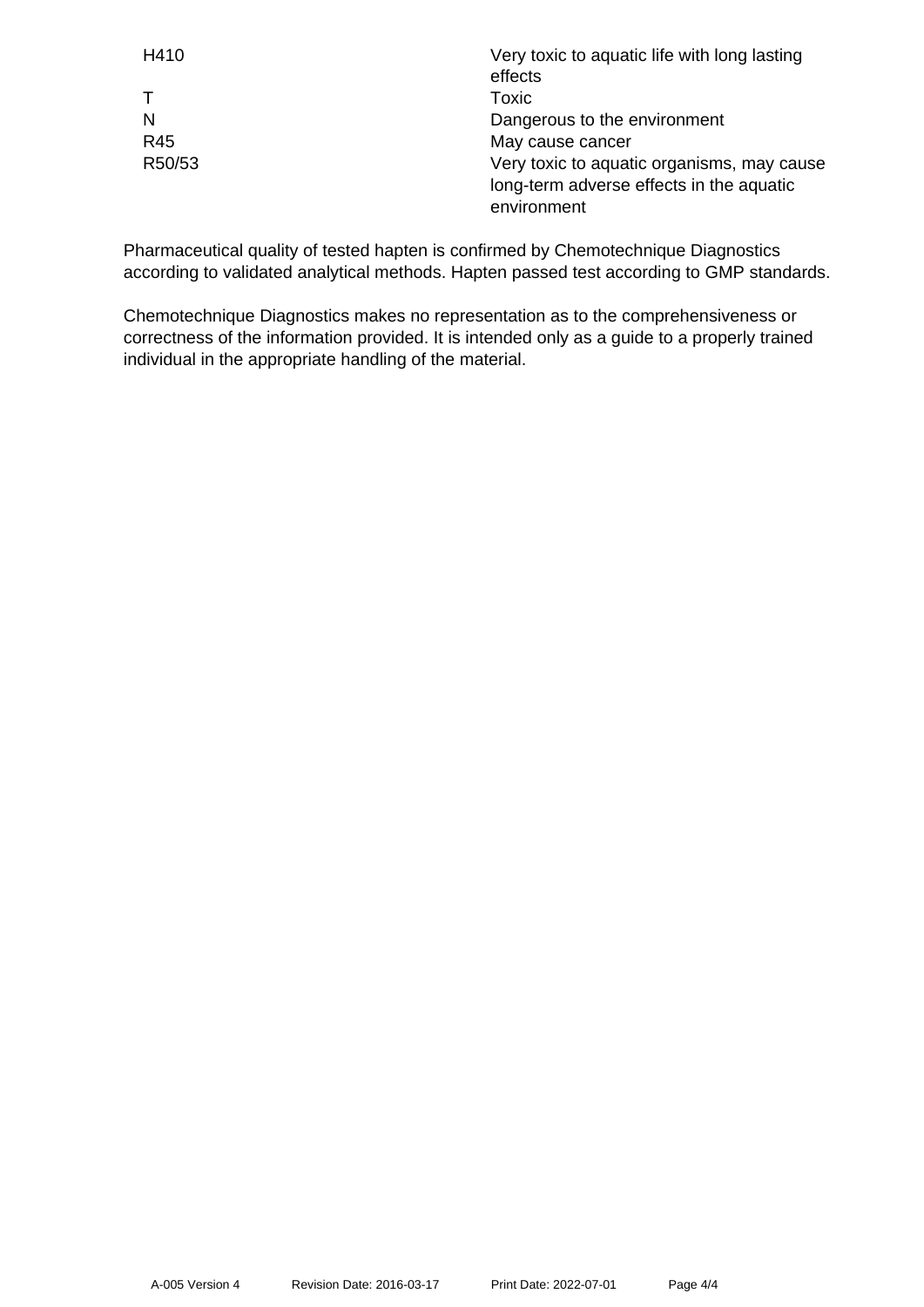| | |
|---|---|
| H410 | Very toxic to aquatic life with long lasting effects |
| T | Toxic |
| N | Dangerous to the environment |
| R45 | May cause cancer |
| R50/53 | Very toxic to aquatic organisms, may cause long-term adverse effects in the aquatic environment |

Pharmaceutical quality of tested hapten is confirmed by Chemotechnique Diagnostics according to validated analytical methods. Hapten passed test according to GMP standards.

Chemotechnique Diagnostics makes no representation as to the comprehensiveness or correctness of the information provided. It is intended only as a guide to a properly trained individual in the appropriate handling of the material.